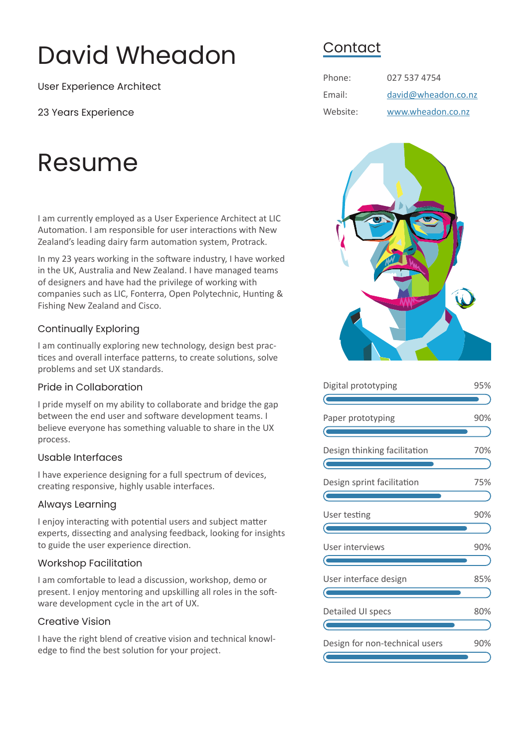# David Wheadon

User Experience Architect

23 Years Experience

## Contact

| | |
|---|---|
| Phone: | 027 537 4754 |
| Email: | david@wheadon.co.nz |
| Website: | www.wheadon.co.nz |

# Resume

I am currently employed as a User Experience Architect at LIC Automation. I am responsible for user interactions with New Zealand's leading dairy farm automation system, Protrack.

In my 23 years working in the software industry, I have worked in the UK, Australia and New Zealand. I have managed teams of designers and have had the privilege of working with companies such as LIC, Fonterra, Open Polytechnic, Hunting & Fishing New Zealand and Cisco.

### Continually Exploring

I am continually exploring new technology, design best practices and overall interface patterns, to create solutions, solve problems and set UX standards.

### Pride in Collaboration

I pride myself on my ability to collaborate and bridge the gap between the end user and software development teams. I believe everyone has something valuable to share in the UX process.

### Usable Interfaces

I have experience designing for a full spectrum of devices, creating responsive, highly usable interfaces.

### Always Learning

I enjoy interacting with potential users and subject matter experts, dissecting and analysing feedback, looking for insights to guide the user experience direction.

### Workshop Facilitation

I am comfortable to lead a discussion, workshop, demo or present. I enjoy mentoring and upskilling all roles in the software development cycle in the art of UX.

### Creative Vision

I have the right blend of creative vision and technical knowledge to find the best solution for your project.

| Skill | Level |
|---|---|
| Digital prototyping | 95% |
| Paper prototyping | 90% |
| Design thinking facilitation | 70% |
| Design sprint facilitation | 75% |
| User testing | 90% |
| User interviews | 90% |
| User interface design | 85% |
| Detailed UI specs | 80% |
| Design for non-technical users | 90% |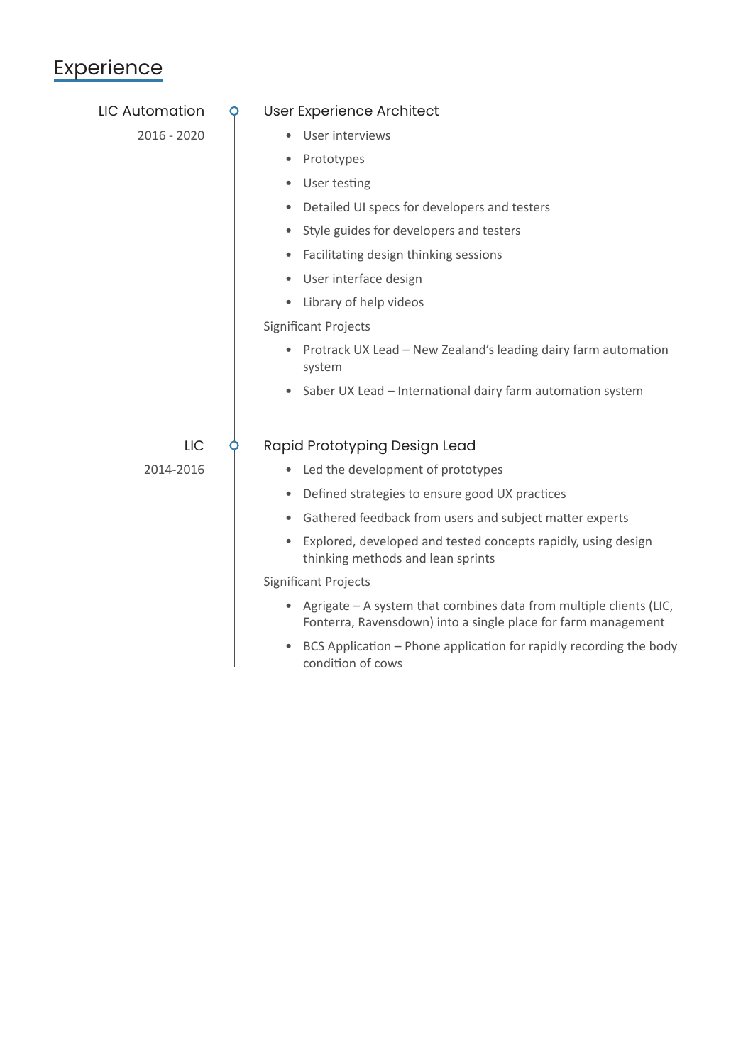## Experience

### LIC Automation
2016 - 2020

#### User Experience Architect

- User interviews
- Prototypes
- User testing
- Detailed UI specs for developers and testers
- Style guides for developers and testers
- Facilitating design thinking sessions
- User interface design
- Library of help videos

Significant Projects

- Protrack UX Lead – New Zealand's leading dairy farm automation system
- Saber UX Lead – International dairy farm automation system

### LIC
2014-2016

#### Rapid Prototyping Design Lead

- Led the development of prototypes
- Defined strategies to ensure good UX practices
- Gathered feedback from users and subject matter experts
- Explored, developed and tested concepts rapidly, using design thinking methods and lean sprints

Significant Projects

- Agrigate – A system that combines data from multiple clients (LIC, Fonterra, Ravensdown) into a single place for farm management
- BCS Application – Phone application for rapidly recording the body condition of cows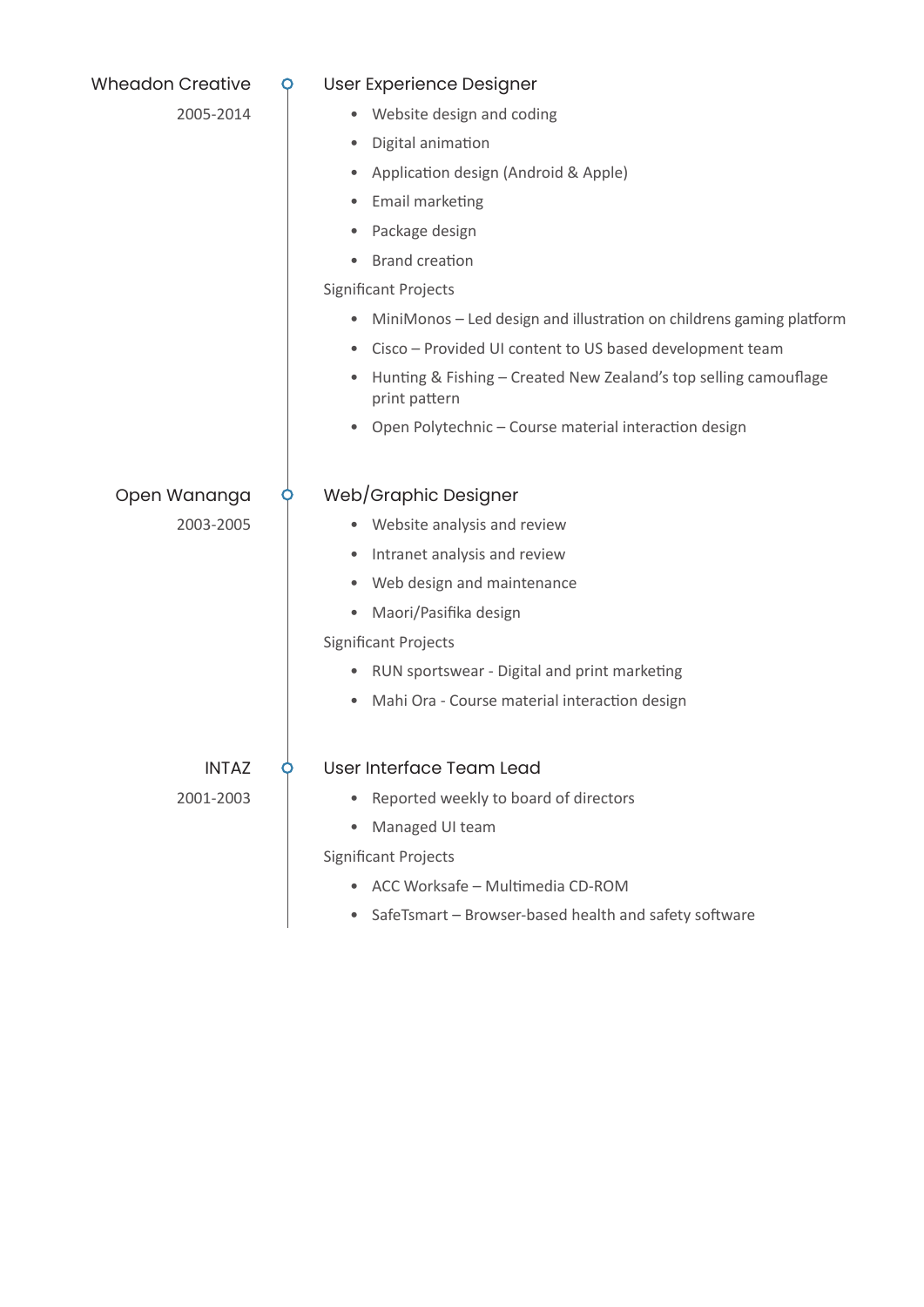### Wheadon Creative

2005-2014

### User Experience Designer

- Website design and coding
- Digital animation
- Application design (Android & Apple)
- Email marketing
- Package design
- Brand creation

Significant Projects

- MiniMonos – Led design and illustration on childrens gaming platform
- Cisco – Provided UI content to US based development team
- Hunting & Fishing – Created New Zealand's top selling camouflage print pattern
- Open Polytechnic – Course material interaction design

### Open Wananga

2003-2005

### Web/Graphic Designer

- Website analysis and review
- Intranet analysis and review
- Web design and maintenance
- Maori/Pasifika design

Significant Projects

- RUN sportswear - Digital and print marketing
- Mahi Ora - Course material interaction design

### INTAZ

2001-2003

### User Interface Team Lead

- Reported weekly to board of directors
- Managed UI team

Significant Projects

- ACC Worksafe – Multimedia CD-ROM
- SafeTsmart – Browser-based health and safety software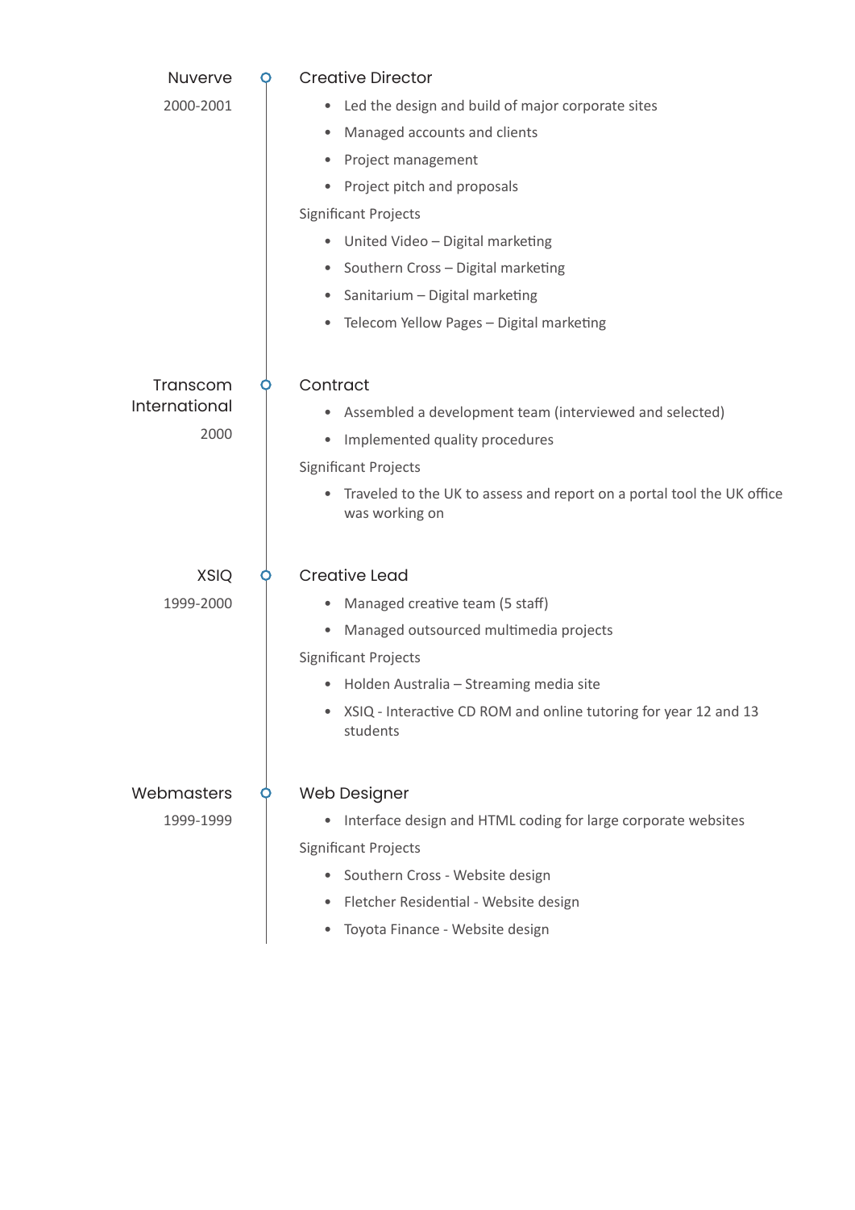### Nuverve
2000-2001

### Creative Director

- Led the design and build of major corporate sites
- Managed accounts and clients
- Project management
- Project pitch and proposals

Significant Projects

- United Video – Digital marketing
- Southern Cross – Digital marketing
- Sanitarium – Digital marketing
- Telecom Yellow Pages – Digital marketing

### Transcom International
2000

### Contract

- Assembled a development team (interviewed and selected)
- Implemented quality procedures

Significant Projects

- Traveled to the UK to assess and report on a portal tool the UK office was working on

### XSIQ
1999-2000

### Creative Lead

- Managed creative team (5 staff)
- Managed outsourced multimedia projects

Significant Projects

- Holden Australia – Streaming media site
- XSIQ - Interactive CD ROM and online tutoring for year 12 and 13 students

### Webmasters
1999-1999

### Web Designer

- Interface design and HTML coding for large corporate websites

Significant Projects

- Southern Cross - Website design
- Fletcher Residential - Website design
- Toyota Finance - Website design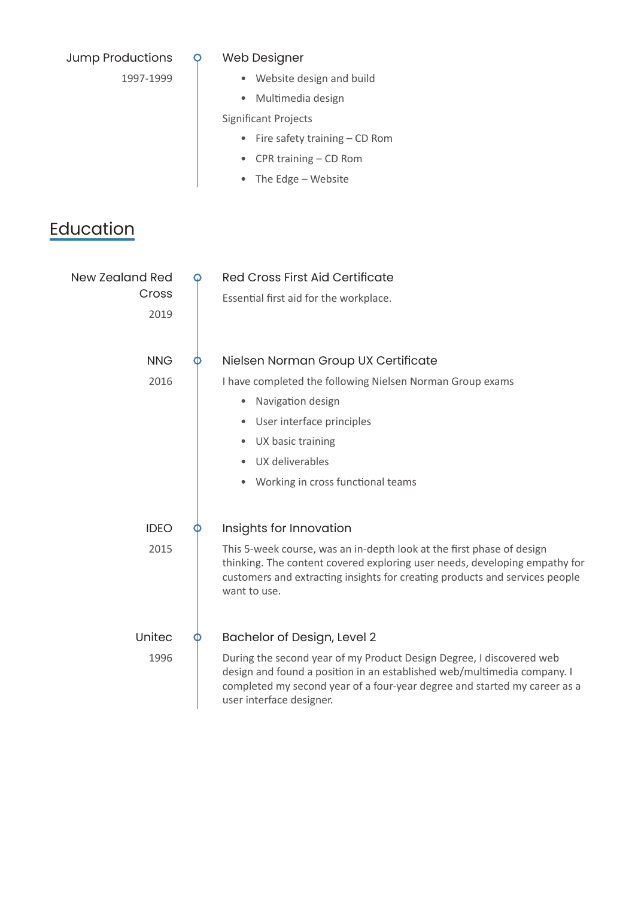Jump Productions
1997-1999

### Web Designer

- Website design and build
- Multimedia design

Significant Projects

- Fire safety training – CD Rom
- CPR training – CD Rom
- The Edge – Website

## Education

New Zealand Red Cross
2019

### Red Cross First Aid Certificate

Essential first aid for the workplace.

NNG
2016

### Nielsen Norman Group UX Certificate

I have completed the following Nielsen Norman Group exams

- Navigation design
- User interface principles
- UX basic training
- UX deliverables
- Working in cross functional teams

IDEO
2015

### Insights for Innovation

This 5-week course, was an in-depth look at the first phase of design thinking. The content covered exploring user needs, developing empathy for customers and extracting insights for creating products and services people want to use.

Unitec
1996

### Bachelor of Design, Level 2

During the second year of my Product Design Degree, I discovered web design and found a position in an established web/multimedia company. I completed my second year of a four-year degree and started my career as a user interface designer.